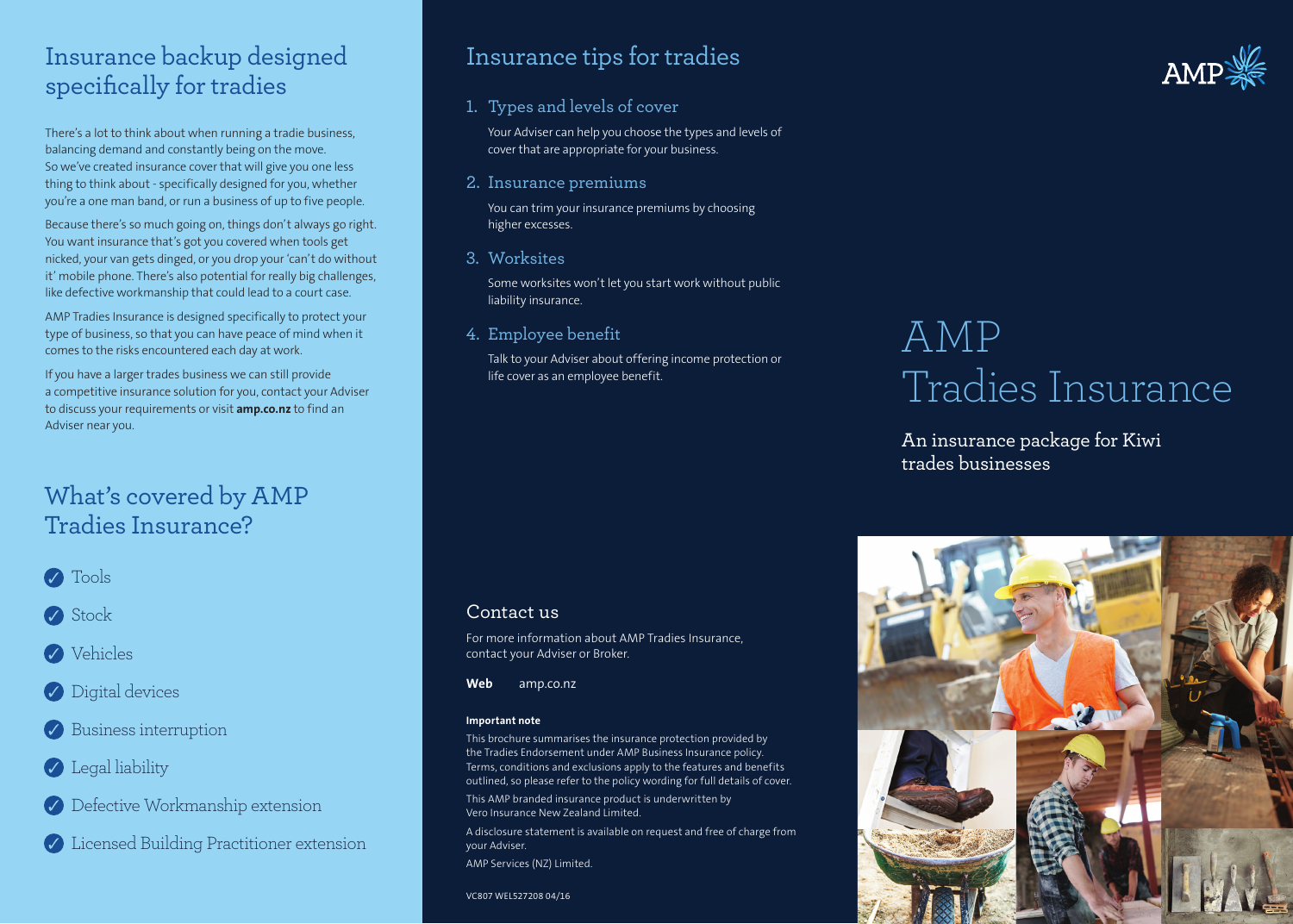## Insurance backup designed specifically for tradies

There's a lot to think about when running a tradie business, balancing demand and constantly being on the move. So we've created insurance cover that will give you one less thing to think about - specifically designed for you, whether you're a one man band, or run a business of up to five people.

Because there's so much going on, things don't always go right. You want insurance that's got you covered when tools get nicked, your van gets dinged, or you drop your 'can't do without it' mobile phone. There's also potential for really big challenges, like defective workmanship that could lead to a court case.

AMP Tradies Insurance is designed specifically to protect your type of business, so that you can have peace of mind when it comes to the risks encountered each day at work.

If you have a larger trades business we can still provide a competitive insurance solution for you, contact your Adviser to discuss your requirements or visit **amp.co.nz** to find an Adviser near you.

## What's covered by AMP Tradies Insurance?

- ✓ Tools
- ✓ Stock
- ✓ Vehicles
- ✓ Digital devices
- ✓ Business interruption
- ✓ Legal liability
- ✓ Defective Workmanship extension
- ✓ Licensed Building Practitioner extension

## Insurance tips for tradies

### 1. Types and levels of cover

Your Adviser can help you choose the types and levels of cover that are appropriate for your business.

### 2. Insurance premiums

You can trim your insurance premiums by choosing higher excesses.

### 3. Worksites

Some worksites won't let you start work without public liability insurance.

### 4. Employee benefit

Talk to your Adviser about offering income protection or life cover as an employee benefit.

## Contact us

For more information about AMP Tradies Insurance, contact your Adviser or Broker.

**Web** amp.co.nz

**Important note**

This brochure summarises the insurance protection provided by the Tradies Endorsement under AMP Business Insurance policy. Terms, conditions and exclusions apply to the features and benefits outlined, so please refer to the policy wording for full details of cover.

This AMP branded insurance product is underwritten by Vero Insurance New Zealand Limited.

A disclosure statement is available on request and free of charge from your Adviser.

AMP Services (NZ) Limited.

VC807 WEL527208 04/16

AMP

# AMP Tradies Insurance

An insurance package for Kiwi trades businesses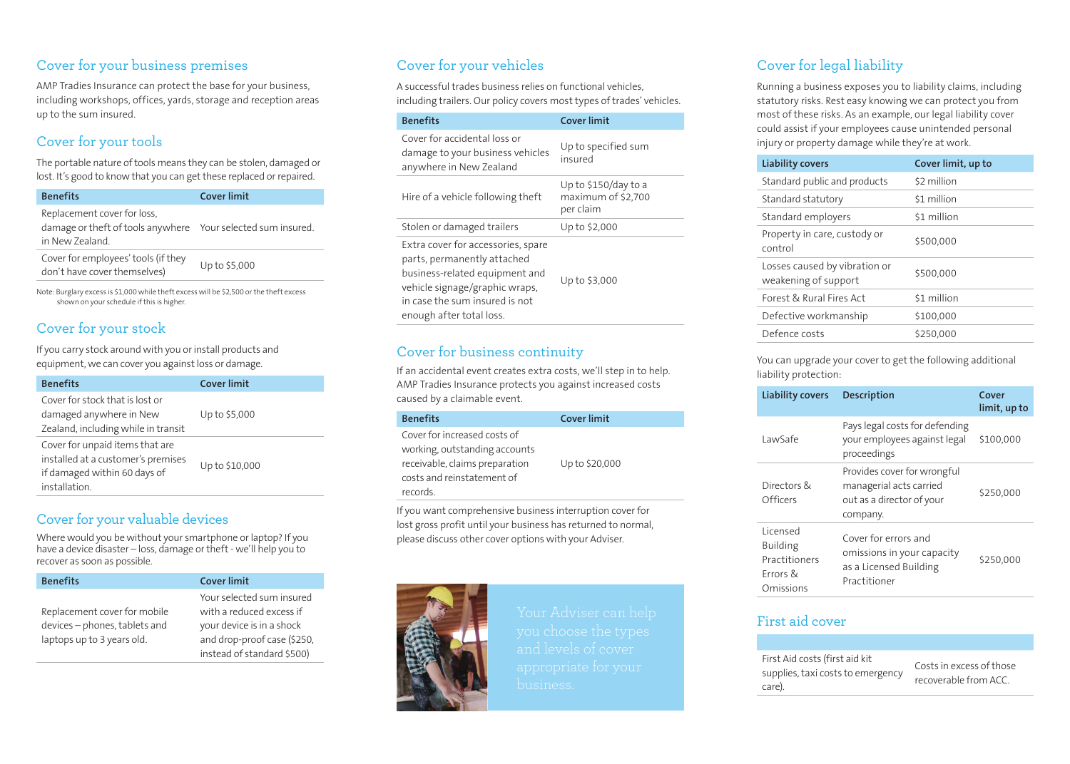## Cover for your business premises

AMP Tradies Insurance can protect the base for your business, including workshops, offices, yards, storage and reception areas up to the sum insured.

## Cover for your tools

The portable nature of tools means they can be stolen, damaged or lost. It's good to know that you can get these replaced or repaired.

| Benefits | Cover limit |
| --- | --- |
| Replacement cover for loss, damage or theft of tools anywhere in New Zealand. | Your selected sum insured. |
| Cover for employees' tools (if they don't have cover themselves) | Up to $5,000 |

Note: Burglary excess is $1,000 while theft excess will be $2,500 or the theft excess shown on your schedule if this is higher.

## Cover for your stock

If you carry stock around with you or install products and equipment, we can cover you against loss or damage.

| Benefits | Cover limit |
| --- | --- |
| Cover for stock that is lost or damaged anywhere in New Zealand, including while in transit | Up to $5,000 |
| Cover for unpaid items that are installed at a customer's premises if damaged within 60 days of installation. | Up to $10,000 |

## Cover for your valuable devices

Where would you be without your smartphone or laptop? If you have a device disaster – loss, damage or theft - we'll help you to recover as soon as possible.

| Benefits | Cover limit |
| --- | --- |
| Replacement cover for mobile devices – phones, tablets and laptops up to 3 years old. | Your selected sum insured with a reduced excess if your device is in a shock and drop-proof case ($250, instead of standard $500) |

## Cover for your vehicles

A successful trades business relies on functional vehicles, including trailers. Our policy covers most types of trades' vehicles.

| Benefits | Cover limit |
| --- | --- |
| Cover for accidental loss or damage to your business vehicles anywhere in New Zealand | Up to specified sum insured |
| Hire of a vehicle following theft | Up to $150/day to a maximum of $2,700 per claim |
| Stolen or damaged trailers | Up to $2,000 |
| Extra cover for accessories, spare parts, permanently attached business-related equipment and vehicle signage/graphic wraps, in case the sum insured is not enough after total loss. | Up to $3,000 |

## Cover for business continuity

If an accidental event creates extra costs, we'll step in to help. AMP Tradies Insurance protects you against increased costs caused by a claimable event.

| Benefits | Cover limit |
| --- | --- |
| Cover for increased costs of working, outstanding accounts receivable, claims preparation costs and reinstatement of records. | Up to $20,000 |

If you want comprehensive business interruption cover for lost gross profit until your business has returned to normal, please discuss other cover options with your Adviser.

Your Adviser can help you choose the types and levels of cover appropriate for your business.

## Cover for legal liability

Running a business exposes you to liability claims, including statutory risks. Rest easy knowing we can protect you from most of these risks. As an example, our legal liability cover could assist if your employees cause unintended personal injury or property damage while they're at work.

| Liability covers | Cover limit, up to |
| --- | --- |
| Standard public and products | $2 million |
| Standard statutory | $1 million |
| Standard employers | $1 million |
| Property in care, custody or control | $500,000 |
| Losses caused by vibration or weakening of support | $500,000 |
| Forest & Rural Fires Act | $1 million |
| Defective workmanship | $100,000 |
| Defence costs | $250,000 |

You can upgrade your cover to get the following additional liability protection:

| Liability covers | Description | Cover limit, up to |
| --- | --- | --- |
| LawSafe | Pays legal costs for defending your employees against legal proceedings | $100,000 |
| Directors & Officers | Provides cover for wrongful managerial acts carried out as a director of your company. | $250,000 |
| Licensed Building Practitioners Errors & Omissions | Cover for errors and omissions in your capacity as a Licensed Building Practitioner | $250,000 |

## First aid cover

| | |
| --- | --- |
| First Aid costs (first aid kit supplies, taxi costs to emergency care). | Costs in excess of those recoverable from ACC. |